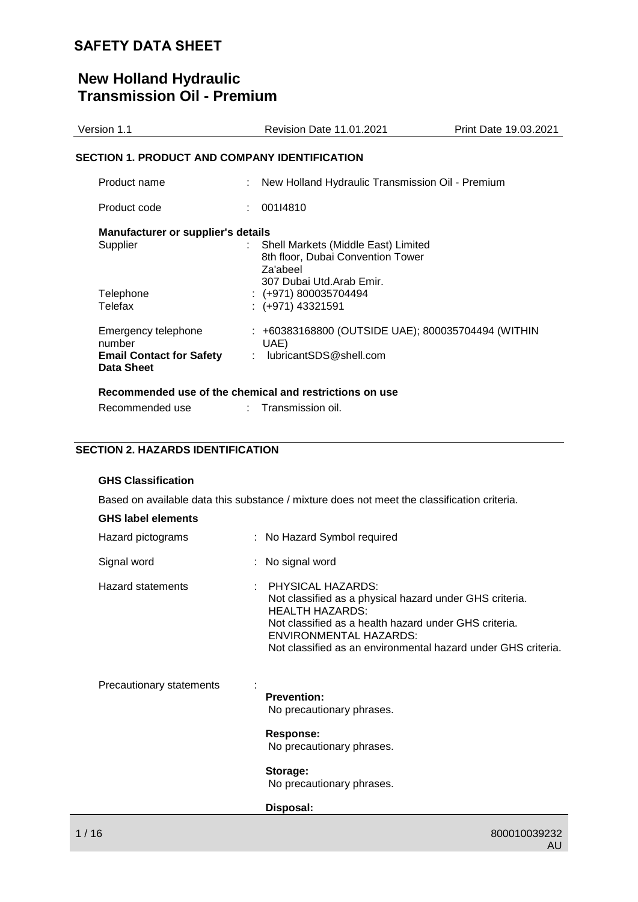# SAFETY DATA SHEET

# New Holland Hydraulic Transmission Oil - Premium

Version 1.1 | Revision Date 11.01.2021 | Print Date 19.03.2021

## SECTION 1. PRODUCT AND COMPANY IDENTIFICATION

Product name : New Holland Hydraulic Transmission Oil - Premium

Product code : 001I4810

**Manufacturer or supplier's details**

Supplier : Shell Markets (Middle East) Limited
8th floor, Dubai Convention Tower
Za'abeel
307 Dubai Utd.Arab Emir.

Telephone : (+971) 800035704494

Telefax : (+971) 43321591

Emergency telephone number : +60383168800 (OUTSIDE UAE); 800035704494 (WITHIN UAE)

**Email Contact for Safety Data Sheet** : lubricantSDS@shell.com

**Recommended use of the chemical and restrictions on use**

Recommended use : Transmission oil.

## SECTION 2. HAZARDS IDENTIFICATION

**GHS Classification**

Based on available data this substance / mixture does not meet the classification criteria.

**GHS label elements**

Hazard pictograms : No Hazard Symbol required

Signal word : No signal word

Hazard statements : PHYSICAL HAZARDS:
Not classified as a physical hazard under GHS criteria.
HEALTH HAZARDS:
Not classified as a health hazard under GHS criteria.
ENVIRONMENTAL HAZARDS:
Not classified as an environmental hazard under GHS criteria.

Precautionary statements :

**Prevention:**
No precautionary phrases.

**Response:**
No precautionary phrases.

**Storage:**
No precautionary phrases.

**Disposal:**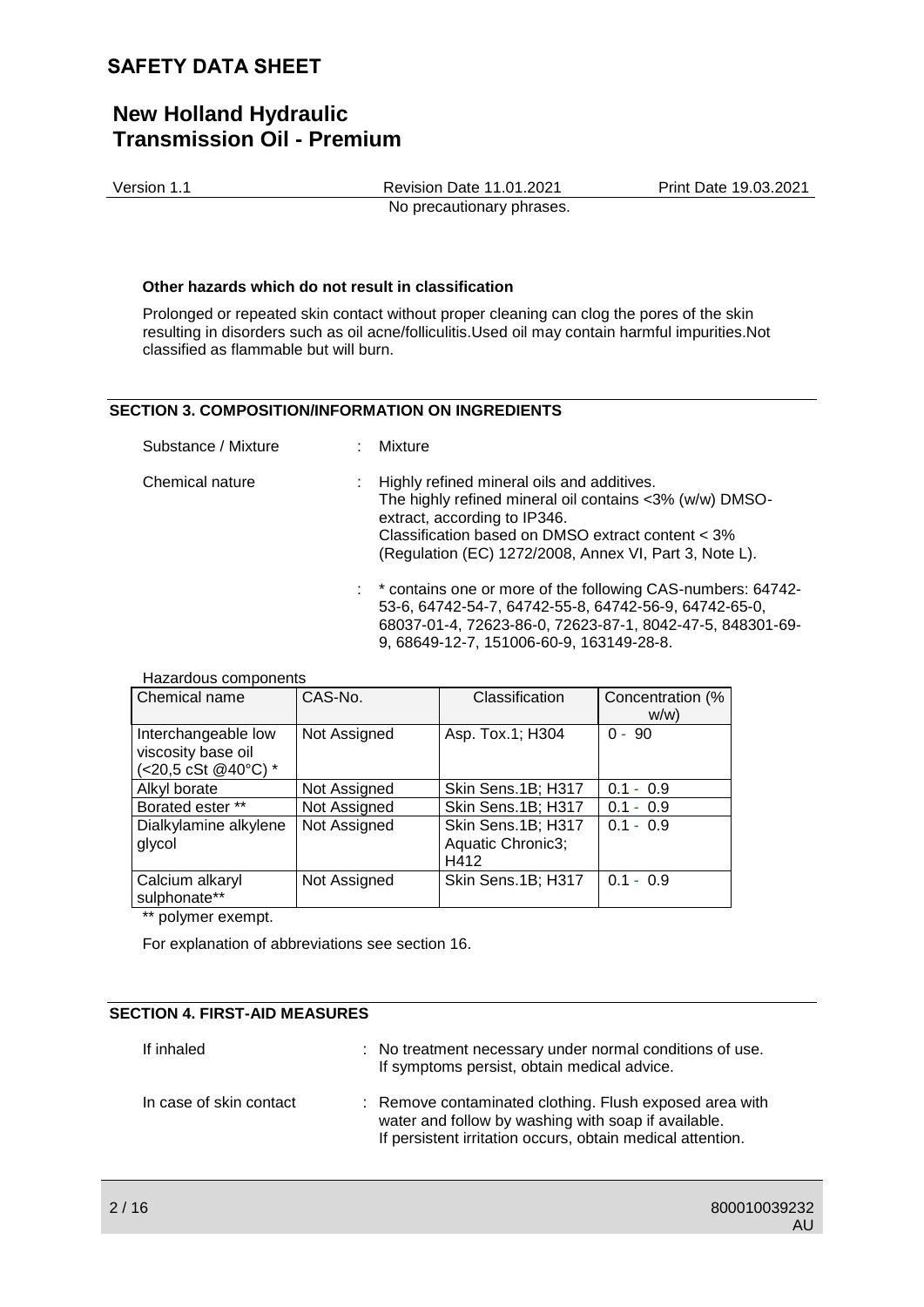No precautionary phrases.

**Other hazards which do not result in classification**

Prolonged or repeated skin contact without proper cleaning can clog the pores of the skin resulting in disorders such as oil acne/folliculitis.Used oil may contain harmful impurities.Not classified as flammable but will burn.

## SECTION 3. COMPOSITION/INFORMATION ON INGREDIENTS

Substance / Mixture : Mixture

Chemical nature : Highly refined mineral oils and additives.
The highly refined mineral oil contains <3% (w/w) DMSO-extract, according to IP346.
Classification based on DMSO extract content < 3% (Regulation (EC) 1272/2008, Annex VI, Part 3, Note L).

: * contains one or more of the following CAS-numbers: 64742-53-6, 64742-54-7, 64742-55-8, 64742-56-9, 64742-65-0, 68037-01-4, 72623-86-0, 72623-87-1, 8042-47-5, 848301-69-9, 68649-12-7, 151006-60-9, 163149-28-8.

Hazardous components

| Chemical name | CAS-No. | Classification | Concentration (% w/w) |
|---|---|---|---|
| Interchangeable low viscosity base oil (<20,5 cSt @40°C) * | Not Assigned | Asp. Tox.1; H304 | 0 - 90 |
| Alkyl borate | Not Assigned | Skin Sens.1B; H317 | 0.1 - 0.9 |
| Borated ester ** | Not Assigned | Skin Sens.1B; H317 | 0.1 - 0.9 |
| Dialkylamine alkylene glycol | Not Assigned | Skin Sens.1B; H317 Aquatic Chronic3; H412 | 0.1 - 0.9 |
| Calcium alkaryl sulphonate** | Not Assigned | Skin Sens.1B; H317 | 0.1 - 0.9 |

** polymer exempt.

For explanation of abbreviations see section 16.

## SECTION 4. FIRST-AID MEASURES

If inhaled : No treatment necessary under normal conditions of use.
If symptoms persist, obtain medical advice.

In case of skin contact : Remove contaminated clothing. Flush exposed area with water and follow by washing with soap if available.
If persistent irritation occurs, obtain medical attention.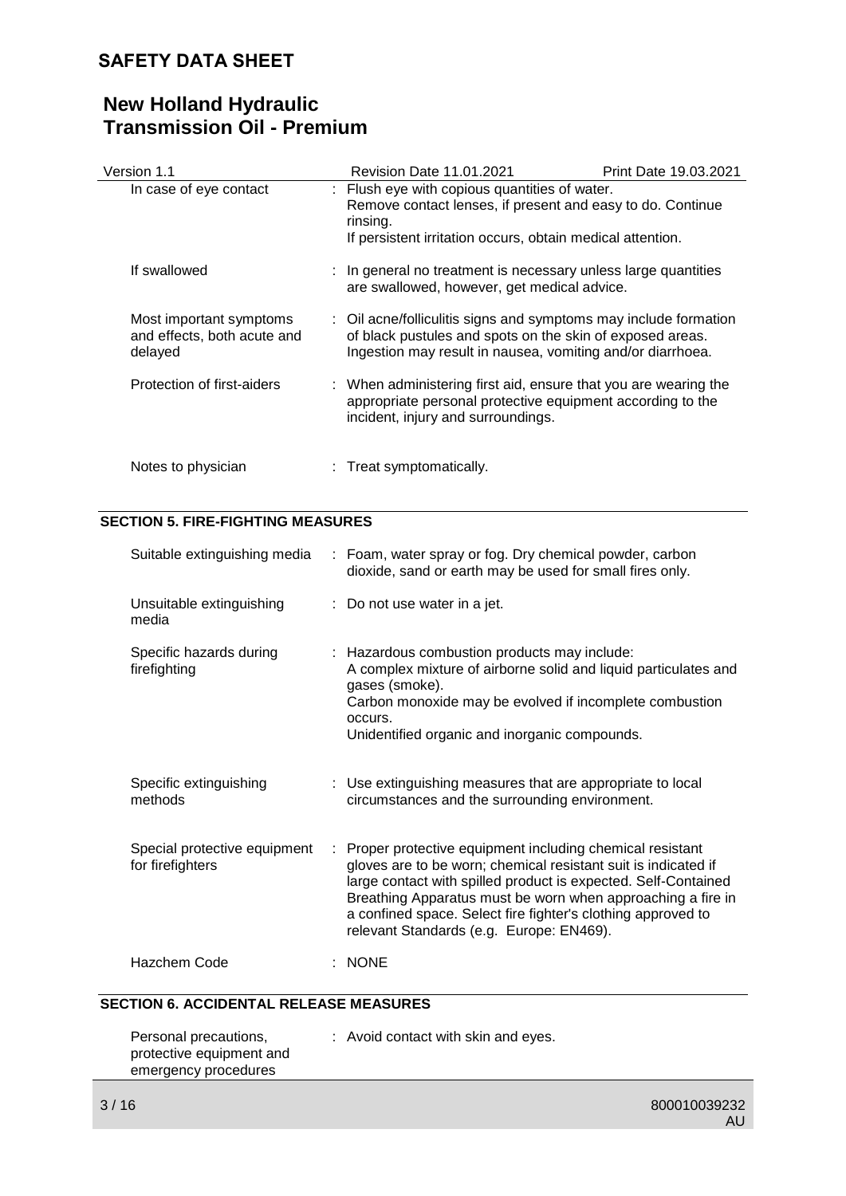| | |
|---|---|
| In case of eye contact | : Flush eye with copious quantities of water.<br>Remove contact lenses, if present and easy to do. Continue rinsing.<br>If persistent irritation occurs, obtain medical attention. |
| If swallowed | : In general no treatment is necessary unless large quantities are swallowed, however, get medical advice. |
| Most important symptoms and effects, both acute and delayed | : Oil acne/folliculitis signs and symptoms may include formation of black pustules and spots on the skin of exposed areas.<br>Ingestion may result in nausea, vomiting and/or diarrhoea. |
| Protection of first-aiders | : When administering first aid, ensure that you are wearing the appropriate personal protective equipment according to the incident, injury and surroundings. |
| Notes to physician | : Treat symptomatically. |

## SECTION 5. FIRE-FIGHTING MEASURES

| | |
|---|---|
| Suitable extinguishing media | : Foam, water spray or fog. Dry chemical powder, carbon dioxide, sand or earth may be used for small fires only. |
| Unsuitable extinguishing media | : Do not use water in a jet. |
| Specific hazards during firefighting | : Hazardous combustion products may include:<br>A complex mixture of airborne solid and liquid particulates and gases (smoke).<br>Carbon monoxide may be evolved if incomplete combustion occurs.<br>Unidentified organic and inorganic compounds. |
| Specific extinguishing methods | : Use extinguishing measures that are appropriate to local circumstances and the surrounding environment. |
| Special protective equipment for firefighters | : Proper protective equipment including chemical resistant gloves are to be worn; chemical resistant suit is indicated if large contact with spilled product is expected. Self-Contained Breathing Apparatus must be worn when approaching a fire in a confined space. Select fire fighter's clothing approved to relevant Standards (e.g. Europe: EN469). |
| Hazchem Code | : NONE |

## SECTION 6. ACCIDENTAL RELEASE MEASURES

| | |
|---|---|
| Personal precautions, protective equipment and emergency procedures | : Avoid contact with skin and eyes. |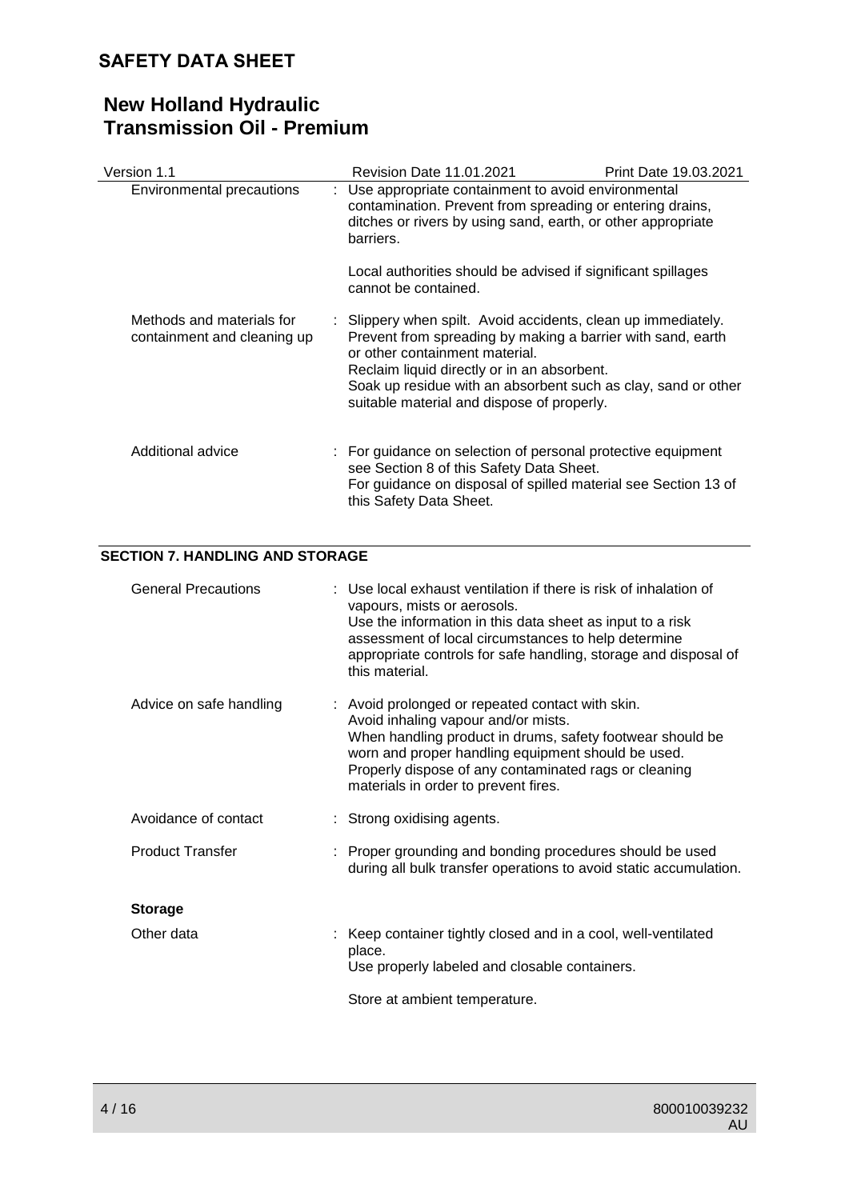| | |
|---|---|
| Environmental precautions | : Use appropriate containment to avoid environmental contamination. Prevent from spreading or entering drains, ditches or rivers by using sand, earth, or other appropriate barriers.<br><br>Local authorities should be advised if significant spillages cannot be contained. |
| Methods and materials for containment and cleaning up | : Slippery when spilt. Avoid accidents, clean up immediately. Prevent from spreading by making a barrier with sand, earth or other containment material.<br>Reclaim liquid directly or in an absorbent.<br>Soak up residue with an absorbent such as clay, sand or other suitable material and dispose of properly. |
| Additional advice | : For guidance on selection of personal protective equipment see Section 8 of this Safety Data Sheet.<br>For guidance on disposal of spilled material see Section 13 of this Safety Data Sheet. |

## SECTION 7. HANDLING AND STORAGE

| | |
|---|---|
| General Precautions | : Use local exhaust ventilation if there is risk of inhalation of vapours, mists or aerosols.<br>Use the information in this data sheet as input to a risk assessment of local circumstances to help determine appropriate controls for safe handling, storage and disposal of this material. |
| Advice on safe handling | : Avoid prolonged or repeated contact with skin.<br>Avoid inhaling vapour and/or mists.<br>When handling product in drums, safety footwear should be worn and proper handling equipment should be used.<br>Properly dispose of any contaminated rags or cleaning materials in order to prevent fires. |
| Avoidance of contact | : Strong oxidising agents. |
| Product Transfer | : Proper grounding and bonding procedures should be used during all bulk transfer operations to avoid static accumulation. |

**Storage**

| | |
|---|---|
| Other data | : Keep container tightly closed and in a cool, well-ventilated place.<br>Use properly labeled and closable containers.<br><br>Store at ambient temperature. |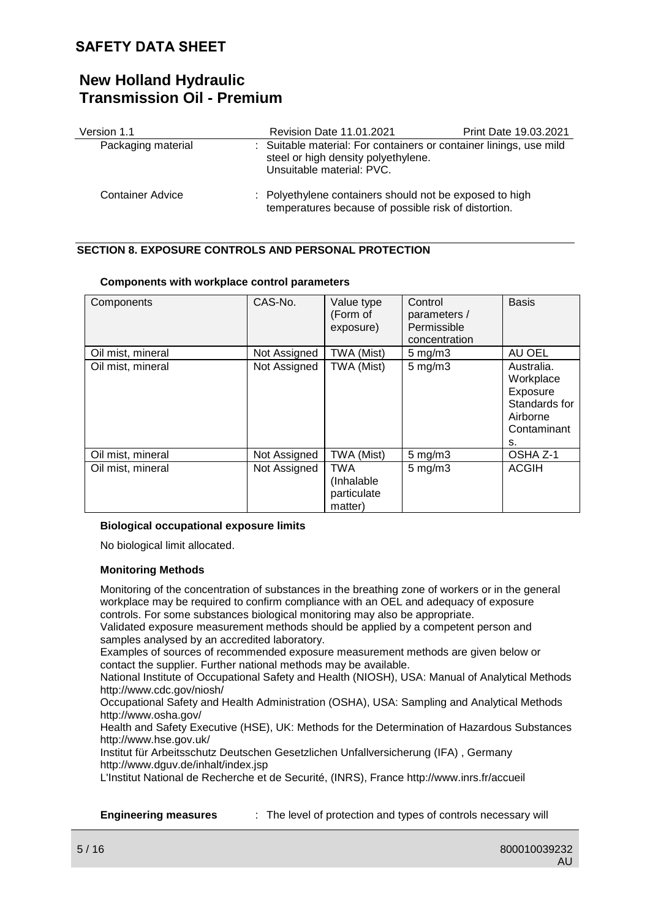| | |
|---|---|
| Packaging material | : Suitable material: For containers or container linings, use mild steel or high density polyethylene. Unsuitable material: PVC. |
| Container Advice | : Polyethylene containers should not be exposed to high temperatures because of possible risk of distortion. |

## SECTION 8. EXPOSURE CONTROLS AND PERSONAL PROTECTION

**Components with workplace control parameters**

| Components | CAS-No. | Value type (Form of exposure) | Control parameters / Permissible concentration | Basis |
|---|---|---|---|---|
| Oil mist, mineral | Not Assigned | TWA (Mist) | 5 mg/m3 | AU OEL |
| Oil mist, mineral | Not Assigned | TWA (Mist) | 5 mg/m3 | Australia. Workplace Exposure Standards for Airborne Contaminants. |
| Oil mist, mineral | Not Assigned | TWA (Mist) | 5 mg/m3 | OSHA Z-1 |
| Oil mist, mineral | Not Assigned | TWA (Inhalable particulate matter) | 5 mg/m3 | ACGIH |

**Biological occupational exposure limits**

No biological limit allocated.

**Monitoring Methods**

Monitoring of the concentration of substances in the breathing zone of workers or in the general workplace may be required to confirm compliance with an OEL and adequacy of exposure controls. For some substances biological monitoring may also be appropriate.
Validated exposure measurement methods should be applied by a competent person and samples analysed by an accredited laboratory.
Examples of sources of recommended exposure measurement methods are given below or contact the supplier. Further national methods may be available.
National Institute of Occupational Safety and Health (NIOSH), USA: Manual of Analytical Methods http://www.cdc.gov/niosh/
Occupational Safety and Health Administration (OSHA), USA: Sampling and Analytical Methods http://www.osha.gov/
Health and Safety Executive (HSE), UK: Methods for the Determination of Hazardous Substances http://www.hse.gov.uk/
Institut für Arbeitsschutz Deutschen Gesetzlichen Unfallversicherung (IFA) , Germany http://www.dguv.de/inhalt/index.jsp
L'Institut National de Recherche et de Securité, (INRS), France http://www.inrs.fr/accueil

**Engineering measures** : The level of protection and types of controls necessary will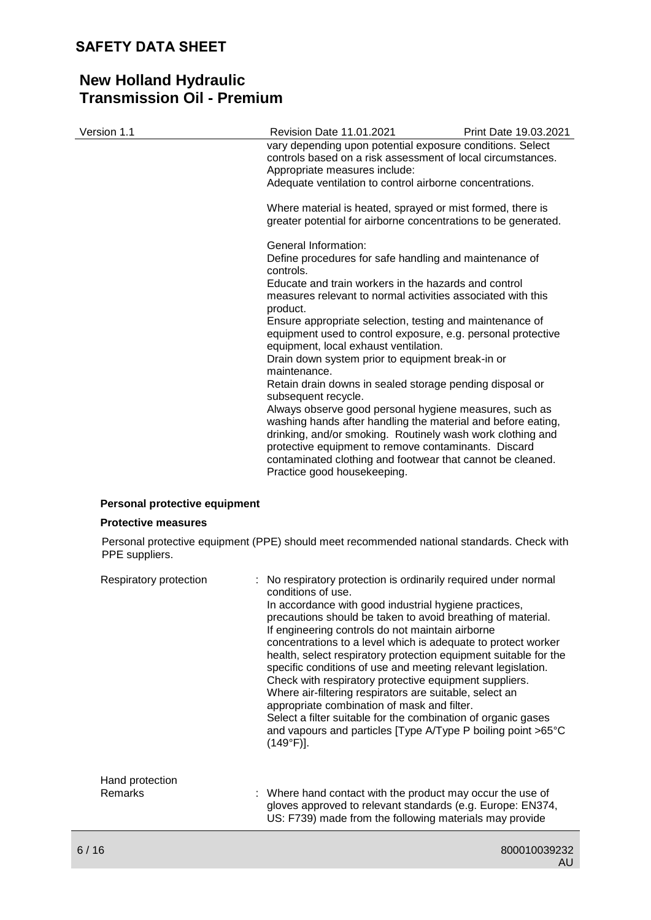vary depending upon potential exposure conditions. Select controls based on a risk assessment of local circumstances. Appropriate measures include:
Adequate ventilation to control airborne concentrations.

Where material is heated, sprayed or mist formed, there is greater potential for airborne concentrations to be generated.

General Information:
Define procedures for safe handling and maintenance of controls.
Educate and train workers in the hazards and control measures relevant to normal activities associated with this product.
Ensure appropriate selection, testing and maintenance of equipment used to control exposure, e.g. personal protective equipment, local exhaust ventilation.
Drain down system prior to equipment break-in or maintenance.
Retain drain downs in sealed storage pending disposal or subsequent recycle.
Always observe good personal hygiene measures, such as washing hands after handling the material and before eating, drinking, and/or smoking. Routinely wash work clothing and protective equipment to remove contaminants. Discard contaminated clothing and footwear that cannot be cleaned. Practice good housekeeping.

**Personal protective equipment**

**Protective measures**

Personal protective equipment (PPE) should meet recommended national standards. Check with PPE suppliers.

Respiratory protection : No respiratory protection is ordinarily required under normal conditions of use.
In accordance with good industrial hygiene practices, precautions should be taken to avoid breathing of material.
If engineering controls do not maintain airborne concentrations to a level which is adequate to protect worker health, select respiratory protection equipment suitable for the specific conditions of use and meeting relevant legislation.
Check with respiratory protective equipment suppliers.
Where air-filtering respirators are suitable, select an appropriate combination of mask and filter.
Select a filter suitable for the combination of organic gases and vapours and particles [Type A/Type P boiling point >65°C (149°F)].

Hand protection

Remarks : Where hand contact with the product may occur the use of gloves approved to relevant standards (e.g. Europe: EN374, US: F739) made from the following materials may provide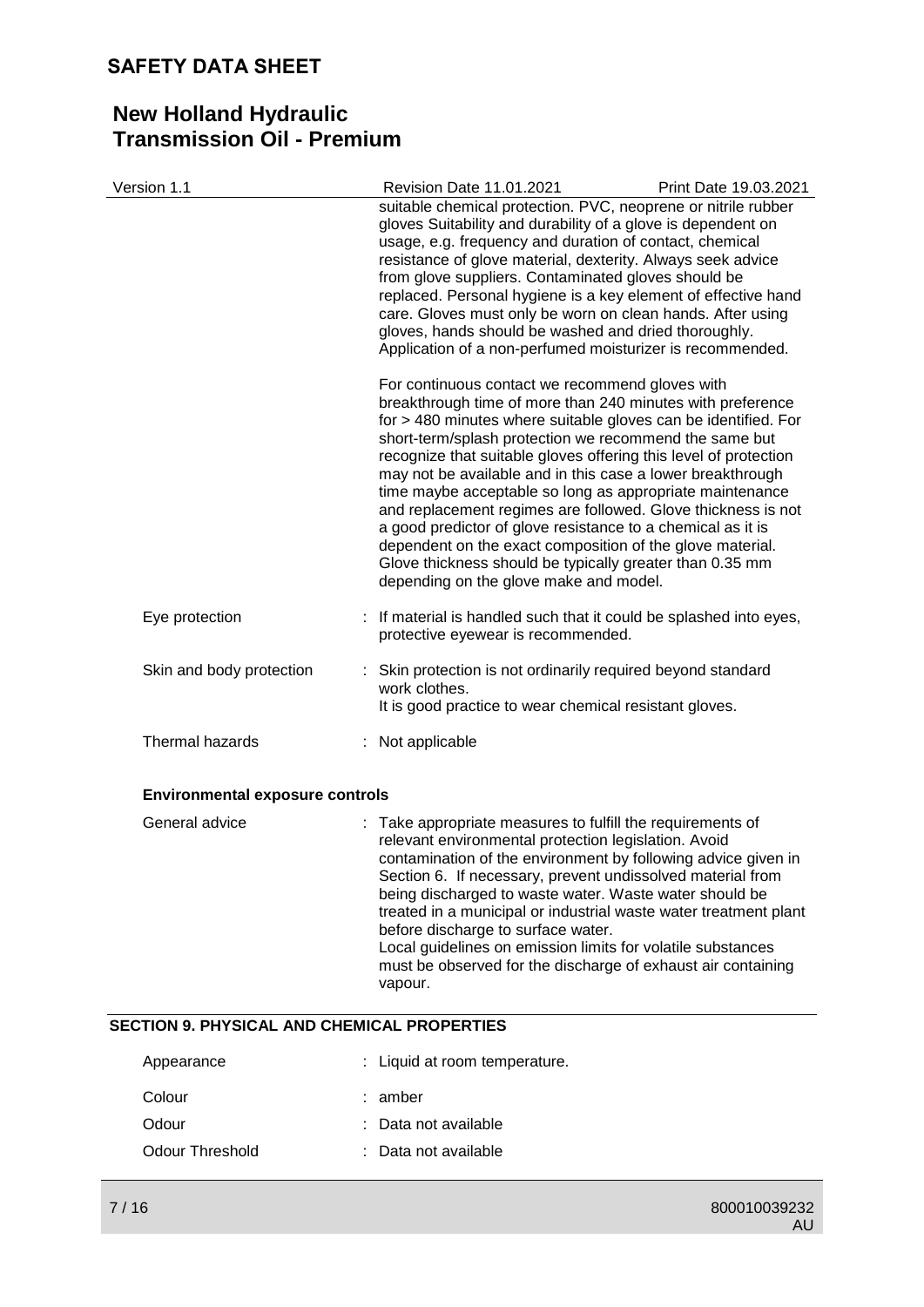suitable chemical protection. PVC, neoprene or nitrile rubber gloves Suitability and durability of a glove is dependent on usage, e.g. frequency and duration of contact, chemical resistance of glove material, dexterity. Always seek advice from glove suppliers. Contaminated gloves should be replaced. Personal hygiene is a key element of effective hand care. Gloves must only be worn on clean hands. After using gloves, hands should be washed and dried thoroughly. Application of a non-perfumed moisturizer is recommended.

For continuous contact we recommend gloves with breakthrough time of more than 240 minutes with preference for > 480 minutes where suitable gloves can be identified. For short-term/splash protection we recommend the same but recognize that suitable gloves offering this level of protection may not be available and in this case a lower breakthrough time maybe acceptable so long as appropriate maintenance and replacement regimes are followed. Glove thickness is not a good predictor of glove resistance to a chemical as it is dependent on the exact composition of the glove material. Glove thickness should be typically greater than 0.35 mm depending on the glove make and model.

Eye protection : If material is handled such that it could be splashed into eyes, protective eyewear is recommended.

Skin and body protection : Skin protection is not ordinarily required beyond standard work clothes.
It is good practice to wear chemical resistant gloves.

Thermal hazards : Not applicable

**Environmental exposure controls**

General advice : Take appropriate measures to fulfill the requirements of relevant environmental protection legislation. Avoid contamination of the environment by following advice given in Section 6. If necessary, prevent undissolved material from being discharged to waste water. Waste water should be treated in a municipal or industrial waste water treatment plant before discharge to surface water.
Local guidelines on emission limits for volatile substances must be observed for the discharge of exhaust air containing vapour.

## SECTION 9. PHYSICAL AND CHEMICAL PROPERTIES

Appearance : Liquid at room temperature.

Colour : amber

Odour : Data not available

Odour Threshold : Data not available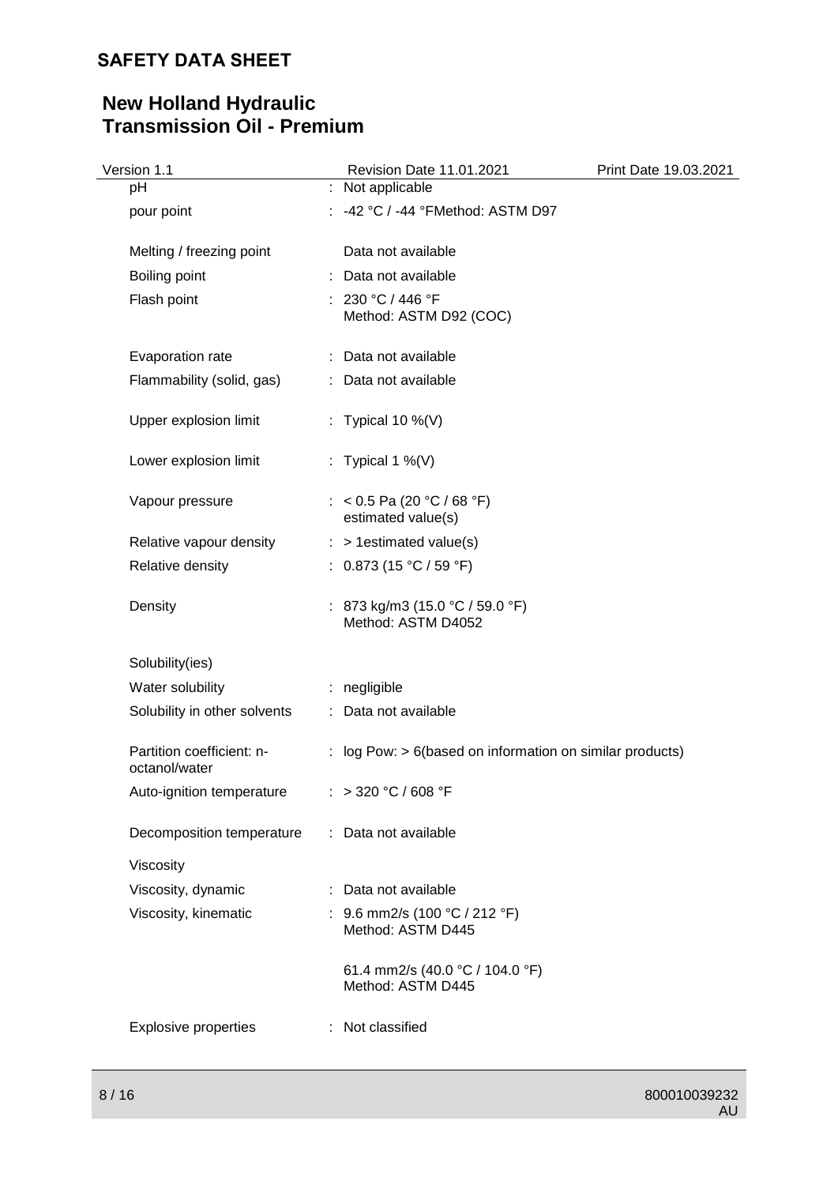| | | |
|---|---|---|
| pH | : | Not applicable |
| pour point | : | -42 °C / -44 °FMethod: ASTM D97 |
| Melting / freezing point | | Data not available |
| Boiling point | : | Data not available |
| Flash point | : | 230 °C / 446 °F<br>Method: ASTM D92 (COC) |
| Evaporation rate | : | Data not available |
| Flammability (solid, gas) | : | Data not available |
| Upper explosion limit | : | Typical 10 %(V) |
| Lower explosion limit | : | Typical 1 %(V) |
| Vapour pressure | : | < 0.5 Pa (20 °C / 68 °F)<br>estimated value(s) |
| Relative vapour density | : | > 1estimated value(s) |
| Relative density | : | 0.873 (15 °C / 59 °F) |
| Density | : | 873 kg/m3 (15.0 °C / 59.0 °F)<br>Method: ASTM D4052 |
| Solubility(ies) | | |
| Water solubility | : | negligible |
| Solubility in other solvents | : | Data not available |
| Partition coefficient: n-octanol/water | : | log Pow: > 6(based on information on similar products) |
| Auto-ignition temperature | : | > 320 °C / 608 °F |
| Decomposition temperature | : | Data not available |
| Viscosity | | |
| Viscosity, dynamic | : | Data not available |
| Viscosity, kinematic | : | 9.6 mm2/s (100 °C / 212 °F)<br>Method: ASTM D445<br><br>61.4 mm2/s (40.0 °C / 104.0 °F)<br>Method: ASTM D445 |
| Explosive properties | : | Not classified |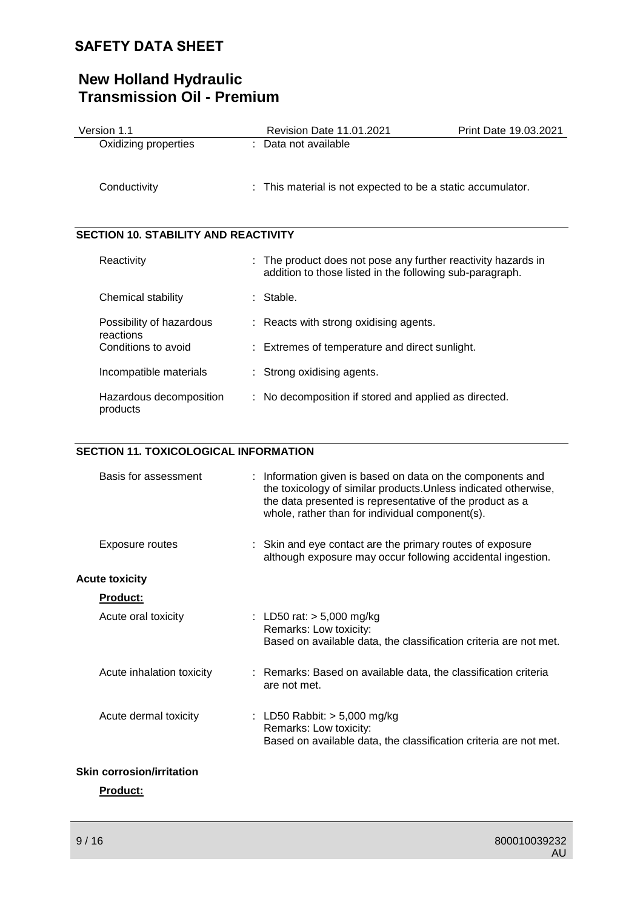| | |
|---|---|
| Oxidizing properties | : Data not available |
| Conductivity | : This material is not expected to be a static accumulator. |

## SECTION 10. STABILITY AND REACTIVITY

| | |
|---|---|
| Reactivity | : The product does not pose any further reactivity hazards in addition to those listed in the following sub-paragraph. |
| Chemical stability | : Stable. |
| Possibility of hazardous reactions | : Reacts with strong oxidising agents. |
| Conditions to avoid | : Extremes of temperature and direct sunlight. |
| Incompatible materials | : Strong oxidising agents. |
| Hazardous decomposition products | : No decomposition if stored and applied as directed. |

## SECTION 11. TOXICOLOGICAL INFORMATION

| | |
|---|---|
| Basis for assessment | : Information given is based on data on the components and the toxicology of similar products.Unless indicated otherwise, the data presented is representative of the product as a whole, rather than for individual component(s). |
| Exposure routes | : Skin and eye contact are the primary routes of exposure although exposure may occur following accidental ingestion. |

**Acute toxicity**

**Product:**

| | |
|---|---|
| Acute oral toxicity | : LD50 rat: > 5,000 mg/kg<br>Remarks: Low toxicity:<br>Based on available data, the classification criteria are not met. |
| Acute inhalation toxicity | : Remarks: Based on available data, the classification criteria are not met. |
| Acute dermal toxicity | : LD50 Rabbit: > 5,000 mg/kg<br>Remarks: Low toxicity:<br>Based on available data, the classification criteria are not met. |

**Skin corrosion/irritation**

**Product:**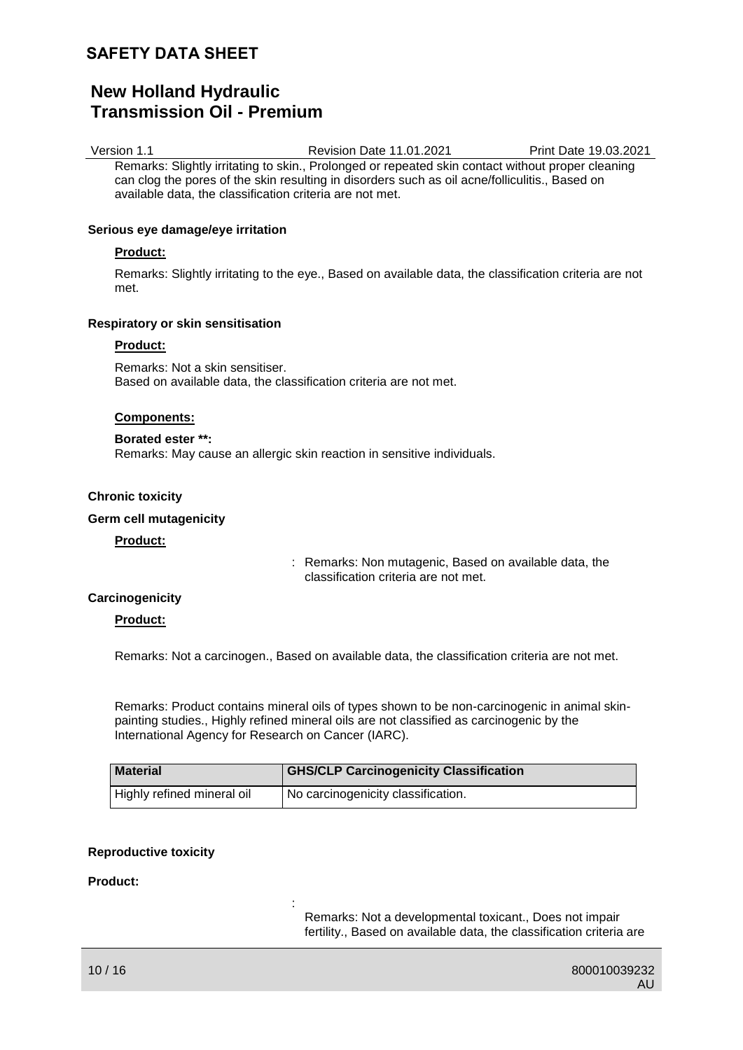Remarks: Slightly irritating to skin., Prolonged or repeated skin contact without proper cleaning can clog the pores of the skin resulting in disorders such as oil acne/folliculitis., Based on available data, the classification criteria are not met.

**Serious eye damage/eye irritation**

**Product:**

Remarks: Slightly irritating to the eye., Based on available data, the classification criteria are not met.

**Respiratory or skin sensitisation**

**Product:**

Remarks: Not a skin sensitiser.
Based on available data, the classification criteria are not met.

**Components:**

**Borated ester **:**
Remarks: May cause an allergic skin reaction in sensitive individuals.

**Chronic toxicity**

**Germ cell mutagenicity**

**Product:**

: Remarks: Non mutagenic, Based on available data, the classification criteria are not met.

**Carcinogenicity**

**Product:**

Remarks: Not a carcinogen., Based on available data, the classification criteria are not met.

Remarks: Product contains mineral oils of types shown to be non-carcinogenic in animal skin-painting studies., Highly refined mineral oils are not classified as carcinogenic by the International Agency for Research on Cancer (IARC).

| Material | GHS/CLP Carcinogenicity Classification |
|---|---|
| Highly refined mineral oil | No carcinogenicity classification. |

**Reproductive toxicity**

**Product:**

: Remarks: Not a developmental toxicant., Does not impair fertility., Based on available data, the classification criteria are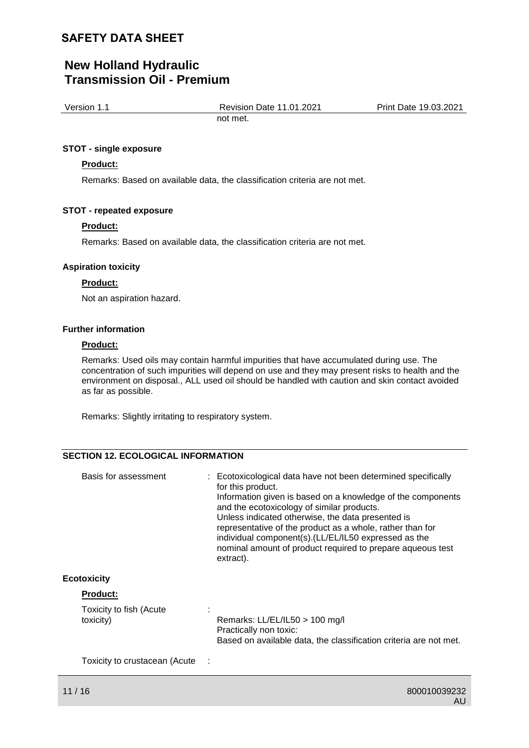not met.

**STOT - single exposure**

**Product:**

Remarks: Based on available data, the classification criteria are not met.

**STOT - repeated exposure**

**Product:**

Remarks: Based on available data, the classification criteria are not met.

**Aspiration toxicity**

**Product:**

Not an aspiration hazard.

**Further information**

**Product:**

Remarks: Used oils may contain harmful impurities that have accumulated during use. The concentration of such impurities will depend on use and they may present risks to health and the environment on disposal., ALL used oil should be handled with caution and skin contact avoided as far as possible.

Remarks: Slightly irritating to respiratory system.

## SECTION 12. ECOLOGICAL INFORMATION

Basis for assessment : Ecotoxicological data have not been determined specifically for this product.
Information given is based on a knowledge of the components and the ecotoxicology of similar products.
Unless indicated otherwise, the data presented is representative of the product as a whole, rather than for individual component(s).(LL/EL/IL50 expressed as the nominal amount of product required to prepare aqueous test extract).

**Ecotoxicity**

**Product:**

Toxicity to fish (Acute toxicity) :
Remarks: LL/EL/IL50 > 100 mg/l
Practically non toxic:
Based on available data, the classification criteria are not met.

Toxicity to crustacean (Acute :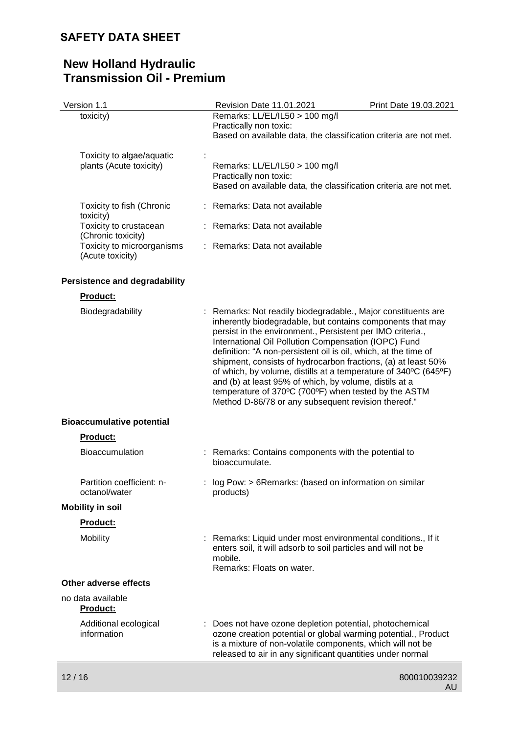| | | |
|---|---|---|
| toxicity) | | Remarks: LL/EL/IL50 > 100 mg/l<br>Practically non toxic:<br>Based on available data, the classification criteria are not met. |
| Toxicity to algae/aquatic plants (Acute toxicity) | : | Remarks: LL/EL/IL50 > 100 mg/l<br>Practically non toxic:<br>Based on available data, the classification criteria are not met. |
| Toxicity to fish (Chronic toxicity) | : | Remarks: Data not available |
| Toxicity to crustacean (Chronic toxicity) | : | Remarks: Data not available |
| Toxicity to microorganisms (Acute toxicity) | : | Remarks: Data not available |

**Persistence and degradability**

**Product:**

| | | |
|---|---|---|
| Biodegradability | : | Remarks: Not readily biodegradable., Major constituents are inherently biodegradable, but contains components that may persist in the environment., Persistent per IMO criteria., International Oil Pollution Compensation (IOPC) Fund definition: "A non-persistent oil is oil, which, at the time of shipment, consists of hydrocarbon fractions, (a) at least 50% of which, by volume, distills at a temperature of 340ºC (645ºF) and (b) at least 95% of which, by volume, distils at a temperature of 370ºC (700ºF) when tested by the ASTM Method D-86/78 or any subsequent revision thereof." |

**Bioaccumulative potential**

**Product:**

| | | |
|---|---|---|
| Bioaccumulation | : | Remarks: Contains components with the potential to bioaccumulate. |
| Partition coefficient: n-octanol/water | : | log Pow: > 6Remarks: (based on information on similar products) |

**Mobility in soil**

**Product:**

| | | |
|---|---|---|
| Mobility | : | Remarks: Liquid under most environmental conditions., If it enters soil, it will adsorb to soil particles and will not be mobile.<br>Remarks: Floats on water. |

**Other adverse effects**

no data available

**Product:**

| | | |
|---|---|---|
| Additional ecological information | : | Does not have ozone depletion potential, photochemical ozone creation potential or global warming potential., Product is a mixture of non-volatile components, which will not be released to air in any significant quantities under normal |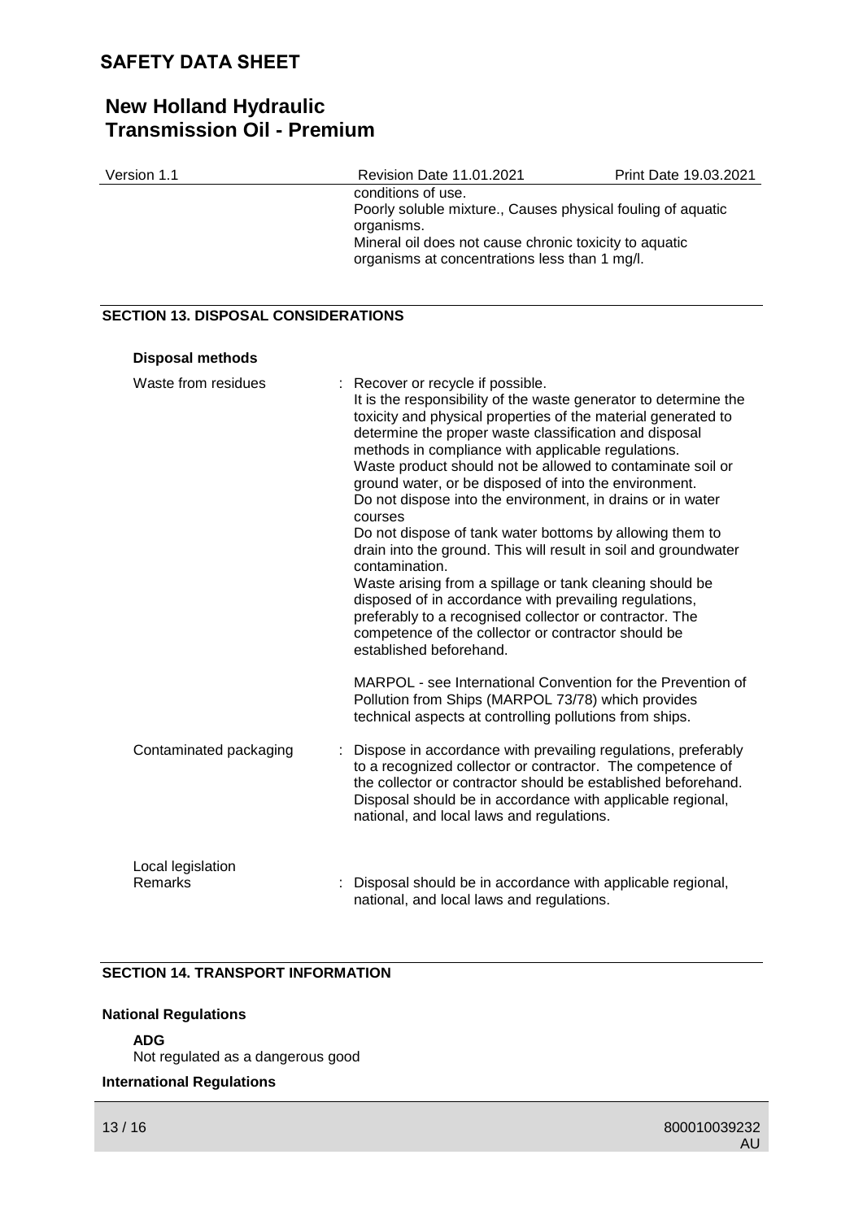conditions of use.
Poorly soluble mixture., Causes physical fouling of aquatic organisms.
Mineral oil does not cause chronic toxicity to aquatic organisms at concentrations less than 1 mg/l.

## SECTION 13. DISPOSAL CONSIDERATIONS

**Disposal methods**

Waste from residues : Recover or recycle if possible.
It is the responsibility of the waste generator to determine the toxicity and physical properties of the material generated to determine the proper waste classification and disposal methods in compliance with applicable regulations.
Waste product should not be allowed to contaminate soil or ground water, or be disposed of into the environment.
Do not dispose into the environment, in drains or in water courses
Do not dispose of tank water bottoms by allowing them to drain into the ground. This will result in soil and groundwater contamination.
Waste arising from a spillage or tank cleaning should be disposed of in accordance with prevailing regulations, preferably to a recognised collector or contractor. The competence of the collector or contractor should be established beforehand.

MARPOL - see International Convention for the Prevention of Pollution from Ships (MARPOL 73/78) which provides technical aspects at controlling pollutions from ships.

Contaminated packaging : Dispose in accordance with prevailing regulations, preferably to a recognized collector or contractor. The competence of the collector or contractor should be established beforehand.
Disposal should be in accordance with applicable regional, national, and local laws and regulations.

Local legislation
Remarks : Disposal should be in accordance with applicable regional, national, and local laws and regulations.

## SECTION 14. TRANSPORT INFORMATION

**National Regulations**

**ADG**
Not regulated as a dangerous good

**International Regulations**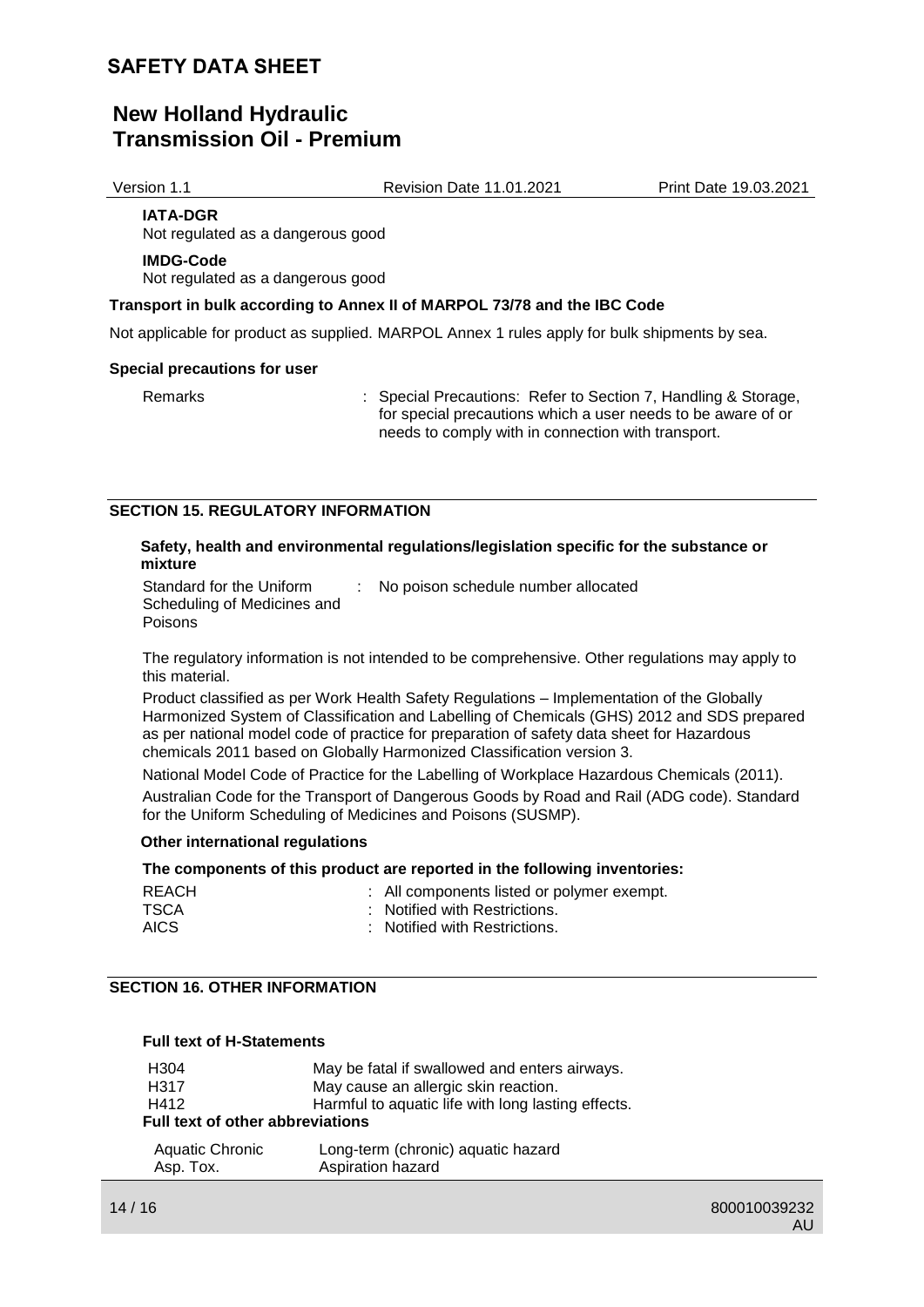**IATA-DGR**

Not regulated as a dangerous good

**IMDG-Code**

Not regulated as a dangerous good

**Transport in bulk according to Annex II of MARPOL 73/78 and the IBC Code**

Not applicable for product as supplied. MARPOL Annex 1 rules apply for bulk shipments by sea.

**Special precautions for user**

| | |
|---|---|
| Remarks | : Special Precautions: Refer to Section 7, Handling & Storage, for special precautions which a user needs to be aware of or needs to comply with in connection with transport. |

## SECTION 15. REGULATORY INFORMATION

**Safety, health and environmental regulations/legislation specific for the substance or mixture**

| | |
|---|---|
| Standard for the Uniform Scheduling of Medicines and Poisons | : No poison schedule number allocated |

The regulatory information is not intended to be comprehensive. Other regulations may apply to this material.

Product classified as per Work Health Safety Regulations – Implementation of the Globally Harmonized System of Classification and Labelling of Chemicals (GHS) 2012 and SDS prepared as per national model code of practice for preparation of safety data sheet for Hazardous chemicals 2011 based on Globally Harmonized Classification version 3.

National Model Code of Practice for the Labelling of Workplace Hazardous Chemicals (2011).

Australian Code for the Transport of Dangerous Goods by Road and Rail (ADG code). Standard for the Uniform Scheduling of Medicines and Poisons (SUSMP).

**Other international regulations**

**The components of this product are reported in the following inventories:**

| | |
|---|---|
| REACH | : All components listed or polymer exempt. |
| TSCA | : Notified with Restrictions. |
| AICS | : Notified with Restrictions. |

## SECTION 16. OTHER INFORMATION

**Full text of H-Statements**

| | |
|---|---|
| H304 | May be fatal if swallowed and enters airways. |
| H317 | May cause an allergic skin reaction. |
| H412 | Harmful to aquatic life with long lasting effects. |

**Full text of other abbreviations**

| | |
|---|---|
| Aquatic Chronic | Long-term (chronic) aquatic hazard |
| Asp. Tox. | Aspiration hazard |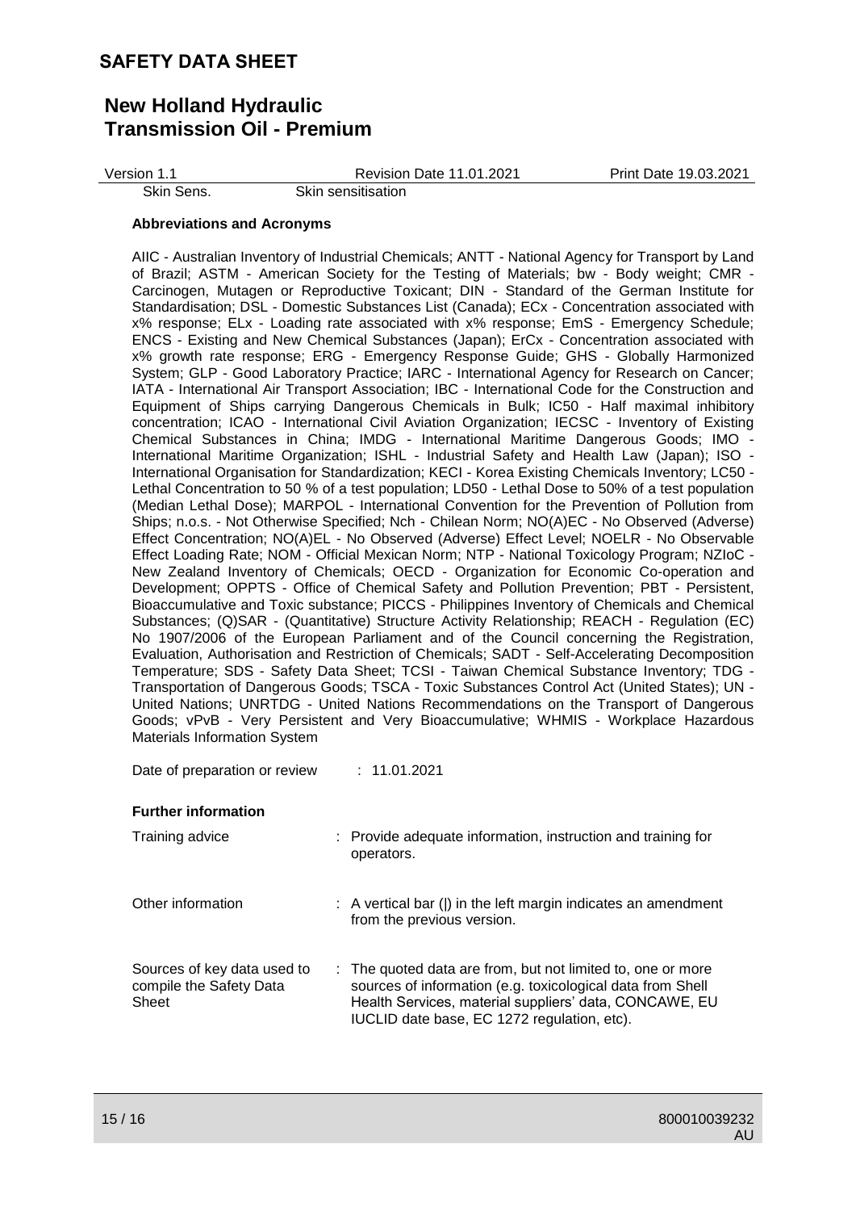| | |
|---|---|
| Skin Sens. | Skin sensitisation |

**Abbreviations and Acronyms**

AIIC - Australian Inventory of Industrial Chemicals; ANTT - National Agency for Transport by Land of Brazil; ASTM - American Society for the Testing of Materials; bw - Body weight; CMR - Carcinogen, Mutagen or Reproductive Toxicant; DIN - Standard of the German Institute for Standardisation; DSL - Domestic Substances List (Canada); ECx - Concentration associated with x% response; ELx - Loading rate associated with x% response; EmS - Emergency Schedule; ENCS - Existing and New Chemical Substances (Japan); ErCx - Concentration associated with x% growth rate response; ERG - Emergency Response Guide; GHS - Globally Harmonized System; GLP - Good Laboratory Practice; IARC - International Agency for Research on Cancer; IATA - International Air Transport Association; IBC - International Code for the Construction and Equipment of Ships carrying Dangerous Chemicals in Bulk; IC50 - Half maximal inhibitory concentration; ICAO - International Civil Aviation Organization; IECSC - Inventory of Existing Chemical Substances in China; IMDG - International Maritime Dangerous Goods; IMO - International Maritime Organization; ISHL - Industrial Safety and Health Law (Japan); ISO - International Organisation for Standardization; KECI - Korea Existing Chemicals Inventory; LC50 - Lethal Concentration to 50 % of a test population; LD50 - Lethal Dose to 50% of a test population (Median Lethal Dose); MARPOL - International Convention for the Prevention of Pollution from Ships; n.o.s. - Not Otherwise Specified; Nch - Chilean Norm; NO(A)EC - No Observed (Adverse) Effect Concentration; NO(A)EL - No Observed (Adverse) Effect Level; NOELR - No Observable Effect Loading Rate; NOM - Official Mexican Norm; NTP - National Toxicology Program; NZIoC - New Zealand Inventory of Chemicals; OECD - Organization for Economic Co-operation and Development; OPPTS - Office of Chemical Safety and Pollution Prevention; PBT - Persistent, Bioaccumulative and Toxic substance; PICCS - Philippines Inventory of Chemicals and Chemical Substances; (Q)SAR - (Quantitative) Structure Activity Relationship; REACH - Regulation (EC) No 1907/2006 of the European Parliament and of the Council concerning the Registration, Evaluation, Authorisation and Restriction of Chemicals; SADT - Self-Accelerating Decomposition Temperature; SDS - Safety Data Sheet; TCSI - Taiwan Chemical Substance Inventory; TDG - Transportation of Dangerous Goods; TSCA - Toxic Substances Control Act (United States); UN - United Nations; UNRTDG - United Nations Recommendations on the Transport of Dangerous Goods; vPvB - Very Persistent and Very Bioaccumulative; WHMIS - Workplace Hazardous Materials Information System

Date of preparation or review : 11.01.2021

**Further information**

| | |
|---|---|
| Training advice | : Provide adequate information, instruction and training for operators. |
| Other information | : A vertical bar (\|) in the left margin indicates an amendment from the previous version. |
| Sources of key data used to compile the Safety Data Sheet | : The quoted data are from, but not limited to, one or more sources of information (e.g. toxicological data from Shell Health Services, material suppliers' data, CONCAWE, EU IUCLID date base, EC 1272 regulation, etc). |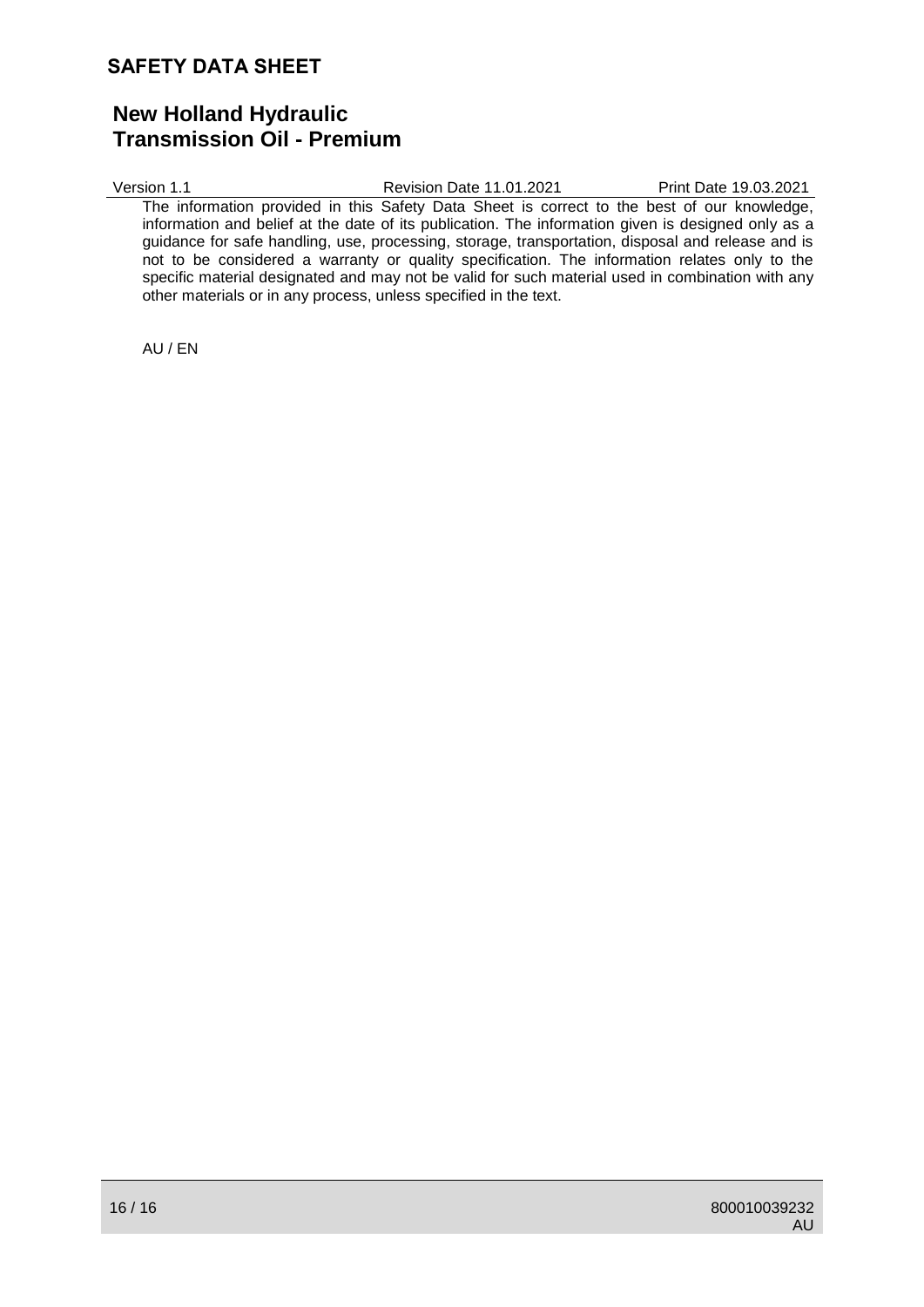The information provided in this Safety Data Sheet is correct to the best of our knowledge, information and belief at the date of its publication. The information given is designed only as a guidance for safe handling, use, processing, storage, transportation, disposal and release and is not to be considered a warranty or quality specification. The information relates only to the specific material designated and may not be valid for such material used in combination with any other materials or in any process, unless specified in the text.

AU / EN